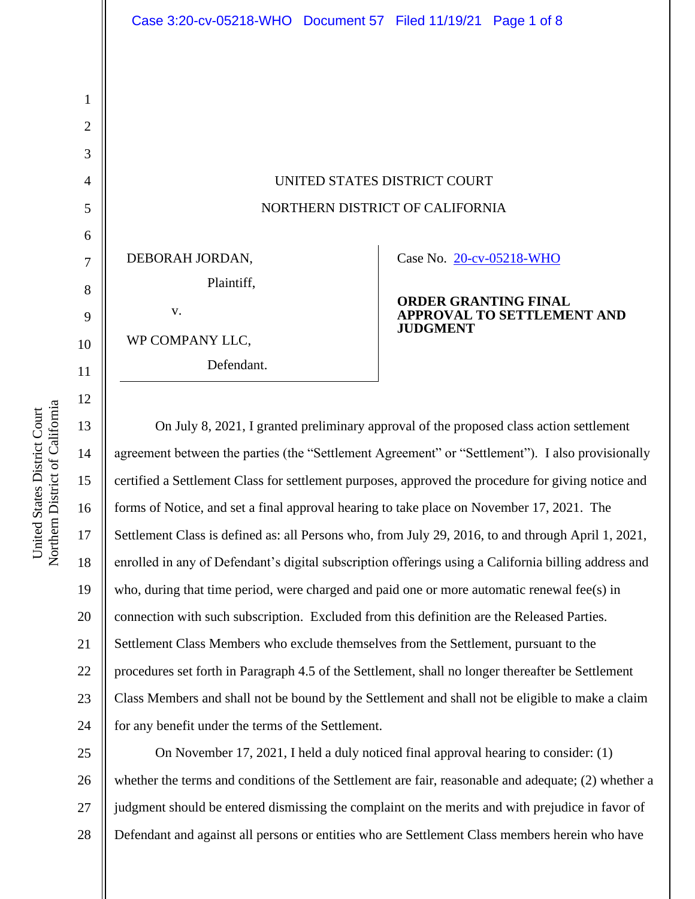UNITED STATES DISTRICT COURT

NORTHERN DISTRICT OF CALIFORNIA

| | |
|---|---|
| DEBORAH JORDAN,<br>Plaintiff,<br>v.<br>WP COMPANY LLC,<br>Defendant. | Case No. 20-cv-05218-WHO<br><br>**ORDER GRANTING FINAL APPROVAL TO SETTLEMENT AND JUDGMENT** |

On July 8, 2021, I granted preliminary approval of the proposed class action settlement agreement between the parties (the "Settlement Agreement" or "Settlement"). I also provisionally certified a Settlement Class for settlement purposes, approved the procedure for giving notice and forms of Notice, and set a final approval hearing to take place on November 17, 2021. The Settlement Class is defined as: all Persons who, from July 29, 2016, to and through April 1, 2021, enrolled in any of Defendant's digital subscription offerings using a California billing address and who, during that time period, were charged and paid one or more automatic renewal fee(s) in connection with such subscription. Excluded from this definition are the Released Parties. Settlement Class Members who exclude themselves from the Settlement, pursuant to the procedures set forth in Paragraph 4.5 of the Settlement, shall no longer thereafter be Settlement Class Members and shall not be bound by the Settlement and shall not be eligible to make a claim for any benefit under the terms of the Settlement.

On November 17, 2021, I held a duly noticed final approval hearing to consider: (1) whether the terms and conditions of the Settlement are fair, reasonable and adequate; (2) whether a judgment should be entered dismissing the complaint on the merits and with prejudice in favor of Defendant and against all persons or entities who are Settlement Class members herein who have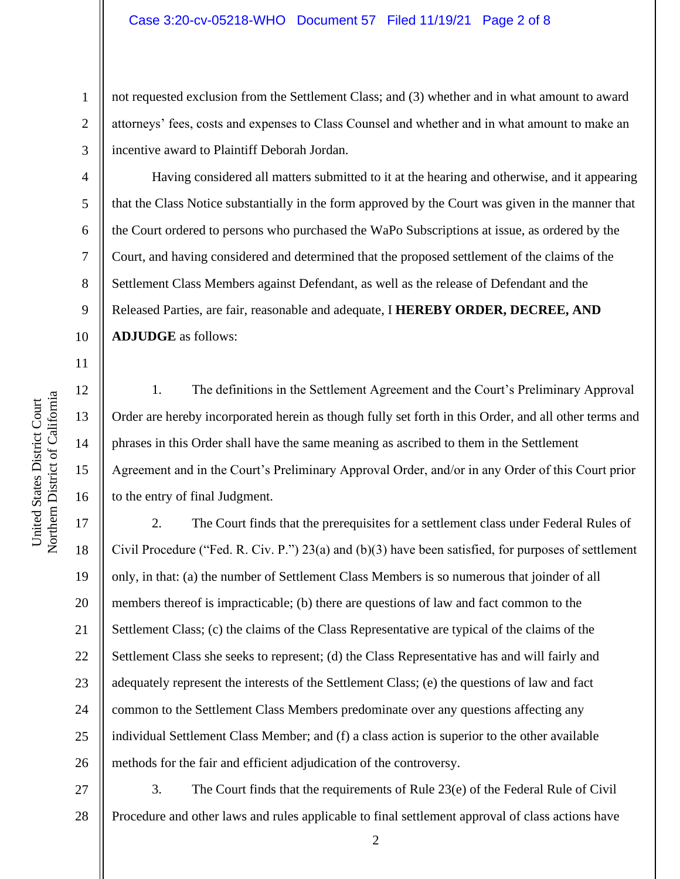not requested exclusion from the Settlement Class; and (3) whether and in what amount to award attorneys' fees, costs and expenses to Class Counsel and whether and in what amount to make an incentive award to Plaintiff Deborah Jordan.

Having considered all matters submitted to it at the hearing and otherwise, and it appearing that the Class Notice substantially in the form approved by the Court was given in the manner that the Court ordered to persons who purchased the WaPo Subscriptions at issue, as ordered by the Court, and having considered and determined that the proposed settlement of the claims of the Settlement Class Members against Defendant, as well as the release of Defendant and the Released Parties, are fair, reasonable and adequate, I **HEREBY ORDER, DECREE, AND ADJUDGE** as follows:

1. The definitions in the Settlement Agreement and the Court's Preliminary Approval Order are hereby incorporated herein as though fully set forth in this Order, and all other terms and phrases in this Order shall have the same meaning as ascribed to them in the Settlement Agreement and in the Court's Preliminary Approval Order, and/or in any Order of this Court prior to the entry of final Judgment.

2. The Court finds that the prerequisites for a settlement class under Federal Rules of Civil Procedure ("Fed. R. Civ. P.") 23(a) and (b)(3) have been satisfied, for purposes of settlement only, in that: (a) the number of Settlement Class Members is so numerous that joinder of all members thereof is impracticable; (b) there are questions of law and fact common to the Settlement Class; (c) the claims of the Class Representative are typical of the claims of the Settlement Class she seeks to represent; (d) the Class Representative has and will fairly and adequately represent the interests of the Settlement Class; (e) the questions of law and fact common to the Settlement Class Members predominate over any questions affecting any individual Settlement Class Member; and (f) a class action is superior to the other available methods for the fair and efficient adjudication of the controversy.

3. The Court finds that the requirements of Rule 23(e) of the Federal Rule of Civil Procedure and other laws and rules applicable to final settlement approval of class actions have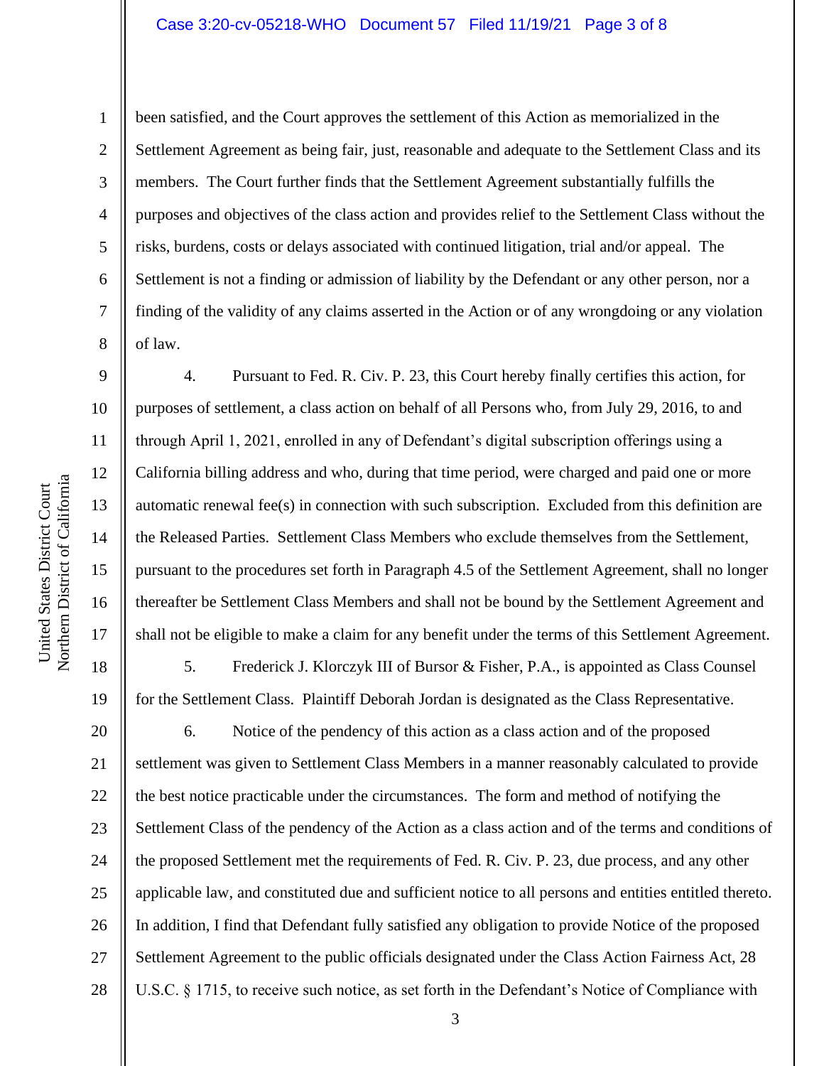been satisfied, and the Court approves the settlement of this Action as memorialized in the Settlement Agreement as being fair, just, reasonable and adequate to the Settlement Class and its members. The Court further finds that the Settlement Agreement substantially fulfills the purposes and objectives of the class action and provides relief to the Settlement Class without the risks, burdens, costs or delays associated with continued litigation, trial and/or appeal. The Settlement is not a finding or admission of liability by the Defendant or any other person, nor a finding of the validity of any claims asserted in the Action or of any wrongdoing or any violation of law.

4. Pursuant to Fed. R. Civ. P. 23, this Court hereby finally certifies this action, for purposes of settlement, a class action on behalf of all Persons who, from July 29, 2016, to and through April 1, 2021, enrolled in any of Defendant's digital subscription offerings using a California billing address and who, during that time period, were charged and paid one or more automatic renewal fee(s) in connection with such subscription. Excluded from this definition are the Released Parties. Settlement Class Members who exclude themselves from the Settlement, pursuant to the procedures set forth in Paragraph 4.5 of the Settlement Agreement, shall no longer thereafter be Settlement Class Members and shall not be bound by the Settlement Agreement and shall not be eligible to make a claim for any benefit under the terms of this Settlement Agreement.

5. Frederick J. Klorczyk III of Bursor & Fisher, P.A., is appointed as Class Counsel for the Settlement Class. Plaintiff Deborah Jordan is designated as the Class Representative.

6. Notice of the pendency of this action as a class action and of the proposed settlement was given to Settlement Class Members in a manner reasonably calculated to provide the best notice practicable under the circumstances. The form and method of notifying the Settlement Class of the pendency of the Action as a class action and of the terms and conditions of the proposed Settlement met the requirements of Fed. R. Civ. P. 23, due process, and any other applicable law, and constituted due and sufficient notice to all persons and entities entitled thereto. In addition, I find that Defendant fully satisfied any obligation to provide Notice of the proposed Settlement Agreement to the public officials designated under the Class Action Fairness Act, 28 U.S.C. § 1715, to receive such notice, as set forth in the Defendant's Notice of Compliance with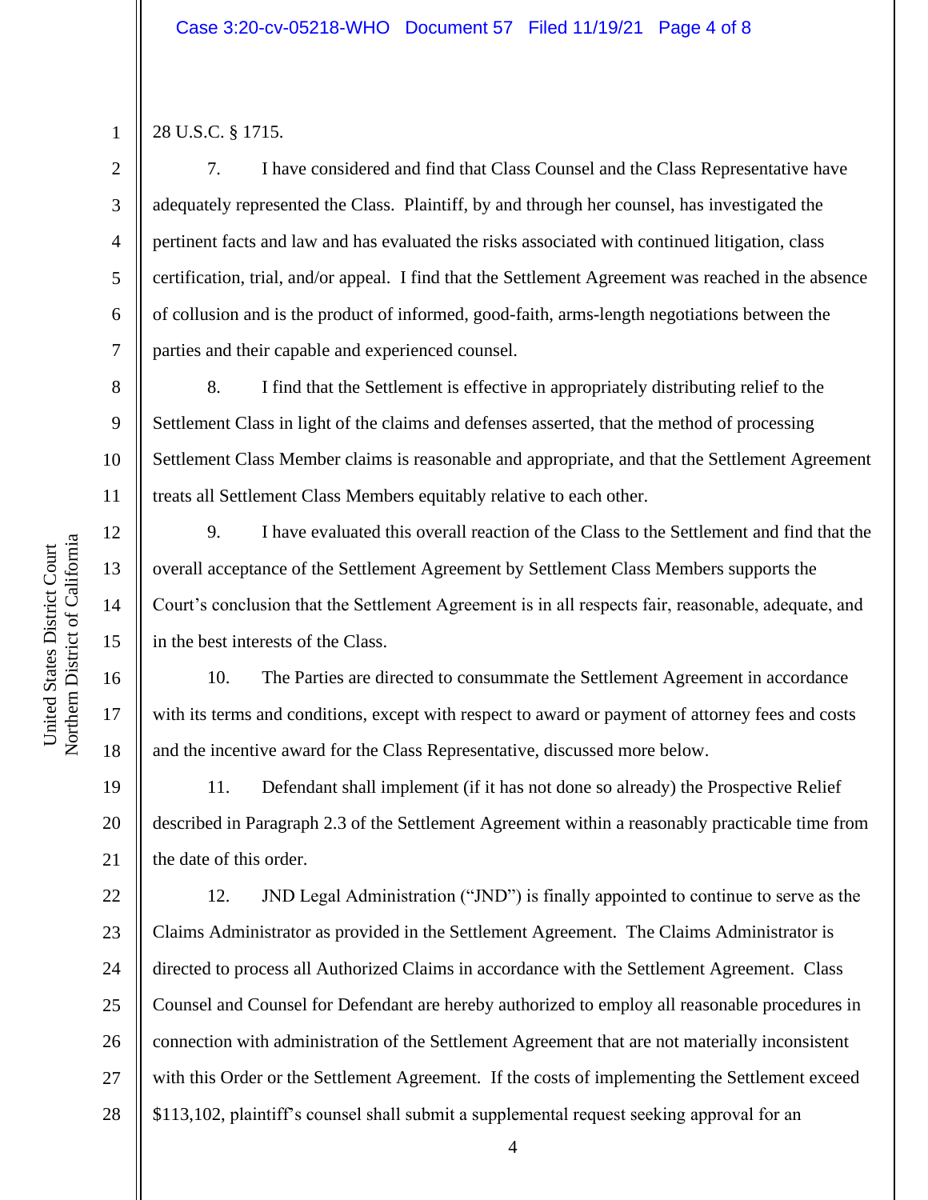28 U.S.C. § 1715.

7. I have considered and find that Class Counsel and the Class Representative have adequately represented the Class. Plaintiff, by and through her counsel, has investigated the pertinent facts and law and has evaluated the risks associated with continued litigation, class certification, trial, and/or appeal. I find that the Settlement Agreement was reached in the absence of collusion and is the product of informed, good-faith, arms-length negotiations between the parties and their capable and experienced counsel.

8. I find that the Settlement is effective in appropriately distributing relief to the Settlement Class in light of the claims and defenses asserted, that the method of processing Settlement Class Member claims is reasonable and appropriate, and that the Settlement Agreement treats all Settlement Class Members equitably relative to each other.

9. I have evaluated this overall reaction of the Class to the Settlement and find that the overall acceptance of the Settlement Agreement by Settlement Class Members supports the Court's conclusion that the Settlement Agreement is in all respects fair, reasonable, adequate, and in the best interests of the Class.

10. The Parties are directed to consummate the Settlement Agreement in accordance with its terms and conditions, except with respect to award or payment of attorney fees and costs and the incentive award for the Class Representative, discussed more below.

11. Defendant shall implement (if it has not done so already) the Prospective Relief described in Paragraph 2.3 of the Settlement Agreement within a reasonably practicable time from the date of this order.

12. JND Legal Administration ("JND") is finally appointed to continue to serve as the Claims Administrator as provided in the Settlement Agreement. The Claims Administrator is directed to process all Authorized Claims in accordance with the Settlement Agreement. Class Counsel and Counsel for Defendant are hereby authorized to employ all reasonable procedures in connection with administration of the Settlement Agreement that are not materially inconsistent with this Order or the Settlement Agreement. If the costs of implementing the Settlement exceed $113,102, plaintiff's counsel shall submit a supplemental request seeking approval for an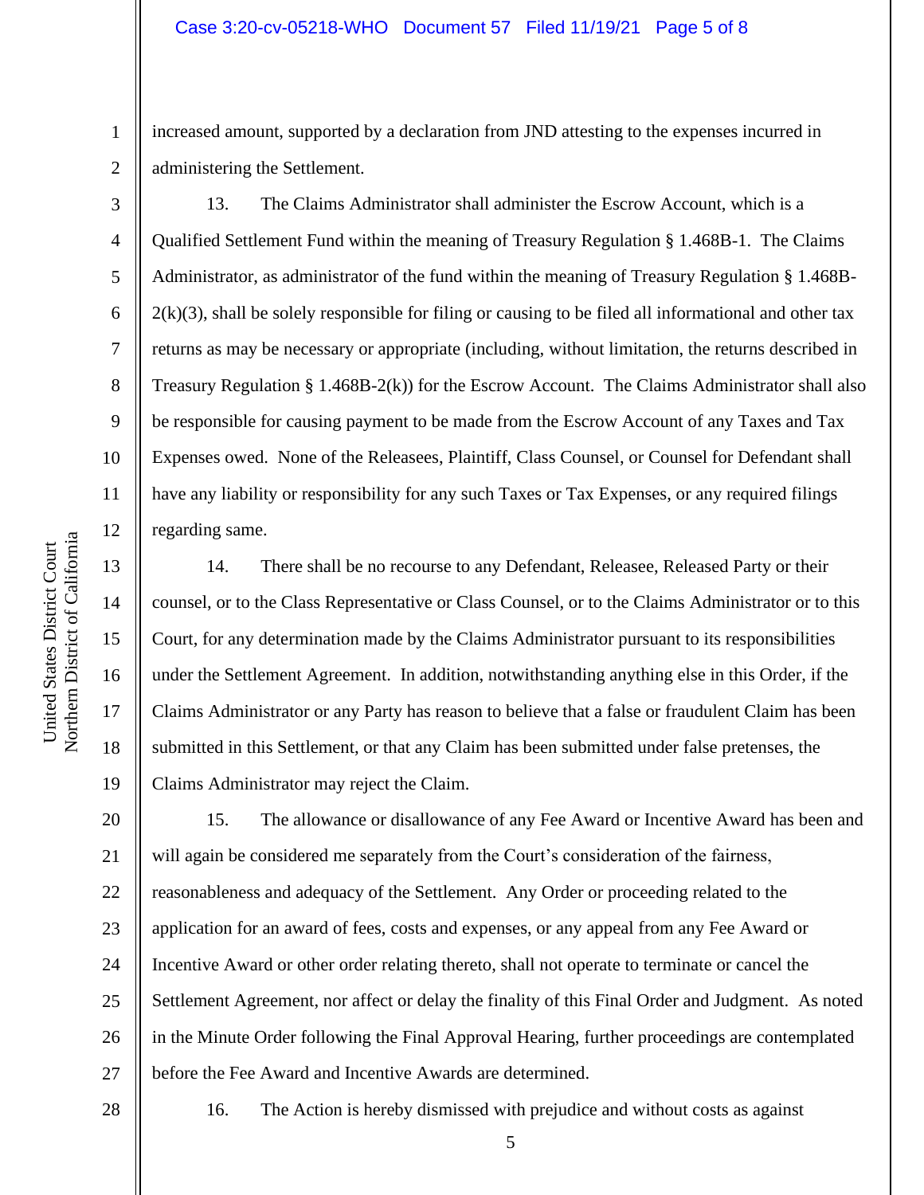increased amount, supported by a declaration from JND attesting to the expenses incurred in administering the Settlement.

13. The Claims Administrator shall administer the Escrow Account, which is a Qualified Settlement Fund within the meaning of Treasury Regulation § 1.468B-1. The Claims Administrator, as administrator of the fund within the meaning of Treasury Regulation § 1.468B-2(k)(3), shall be solely responsible for filing or causing to be filed all informational and other tax returns as may be necessary or appropriate (including, without limitation, the returns described in Treasury Regulation § 1.468B-2(k)) for the Escrow Account. The Claims Administrator shall also be responsible for causing payment to be made from the Escrow Account of any Taxes and Tax Expenses owed. None of the Releasees, Plaintiff, Class Counsel, or Counsel for Defendant shall have any liability or responsibility for any such Taxes or Tax Expenses, or any required filings regarding same.

14. There shall be no recourse to any Defendant, Releasee, Released Party or their counsel, or to the Class Representative or Class Counsel, or to the Claims Administrator or to this Court, for any determination made by the Claims Administrator pursuant to its responsibilities under the Settlement Agreement. In addition, notwithstanding anything else in this Order, if the Claims Administrator or any Party has reason to believe that a false or fraudulent Claim has been submitted in this Settlement, or that any Claim has been submitted under false pretenses, the Claims Administrator may reject the Claim.

15. The allowance or disallowance of any Fee Award or Incentive Award has been and will again be considered me separately from the Court's consideration of the fairness, reasonableness and adequacy of the Settlement. Any Order or proceeding related to the application for an award of fees, costs and expenses, or any appeal from any Fee Award or Incentive Award or other order relating thereto, shall not operate to terminate or cancel the Settlement Agreement, nor affect or delay the finality of this Final Order and Judgment. As noted in the Minute Order following the Final Approval Hearing, further proceedings are contemplated before the Fee Award and Incentive Awards are determined.

16. The Action is hereby dismissed with prejudice and without costs as against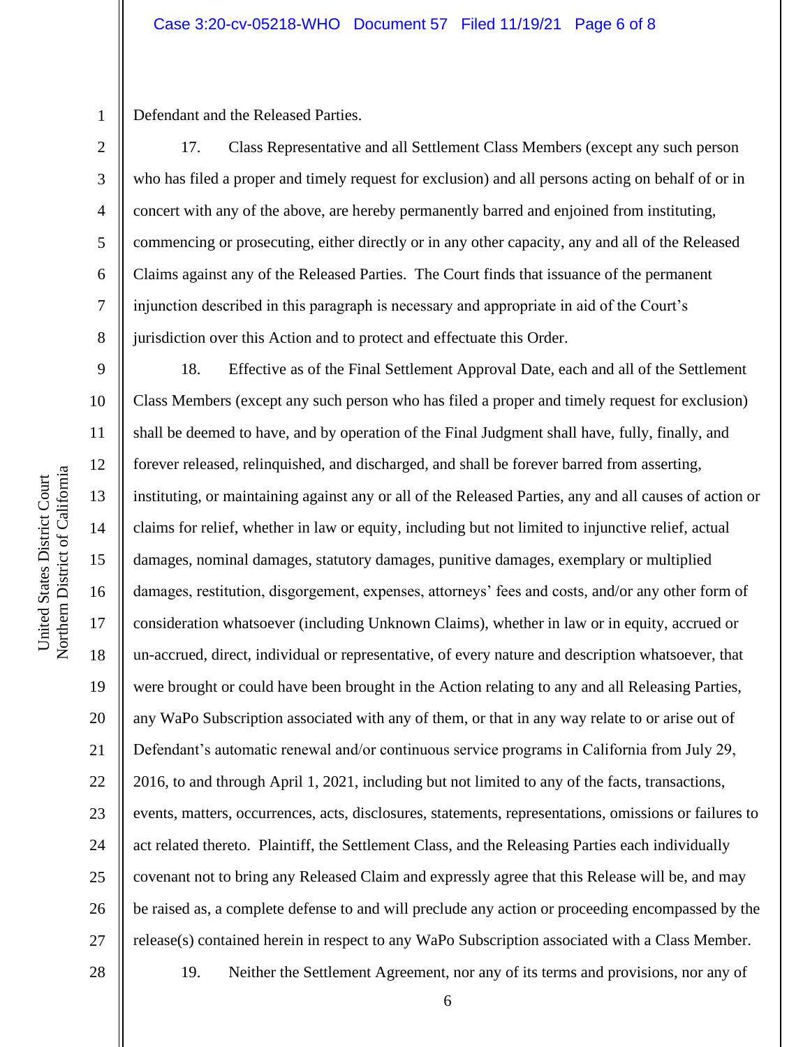Defendant and the Released Parties.

17. Class Representative and all Settlement Class Members (except any such person who has filed a proper and timely request for exclusion) and all persons acting on behalf of or in concert with any of the above, are hereby permanently barred and enjoined from instituting, commencing or prosecuting, either directly or in any other capacity, any and all of the Released Claims against any of the Released Parties. The Court finds that issuance of the permanent injunction described in this paragraph is necessary and appropriate in aid of the Court's jurisdiction over this Action and to protect and effectuate this Order.

18. Effective as of the Final Settlement Approval Date, each and all of the Settlement Class Members (except any such person who has filed a proper and timely request for exclusion) shall be deemed to have, and by operation of the Final Judgment shall have, fully, finally, and forever released, relinquished, and discharged, and shall be forever barred from asserting, instituting, or maintaining against any or all of the Released Parties, any and all causes of action or claims for relief, whether in law or equity, including but not limited to injunctive relief, actual damages, nominal damages, statutory damages, punitive damages, exemplary or multiplied damages, restitution, disgorgement, expenses, attorneys' fees and costs, and/or any other form of consideration whatsoever (including Unknown Claims), whether in law or in equity, accrued or un-accrued, direct, individual or representative, of every nature and description whatsoever, that were brought or could have been brought in the Action relating to any and all Releasing Parties, any WaPo Subscription associated with any of them, or that in any way relate to or arise out of Defendant's automatic renewal and/or continuous service programs in California from July 29, 2016, to and through April 1, 2021, including but not limited to any of the facts, transactions, events, matters, occurrences, acts, disclosures, statements, representations, omissions or failures to act related thereto. Plaintiff, the Settlement Class, and the Releasing Parties each individually covenant not to bring any Released Claim and expressly agree that this Release will be, and may be raised as, a complete defense to and will preclude any action or proceeding encompassed by the release(s) contained herein in respect to any WaPo Subscription associated with a Class Member.

19. Neither the Settlement Agreement, nor any of its terms and provisions, nor any of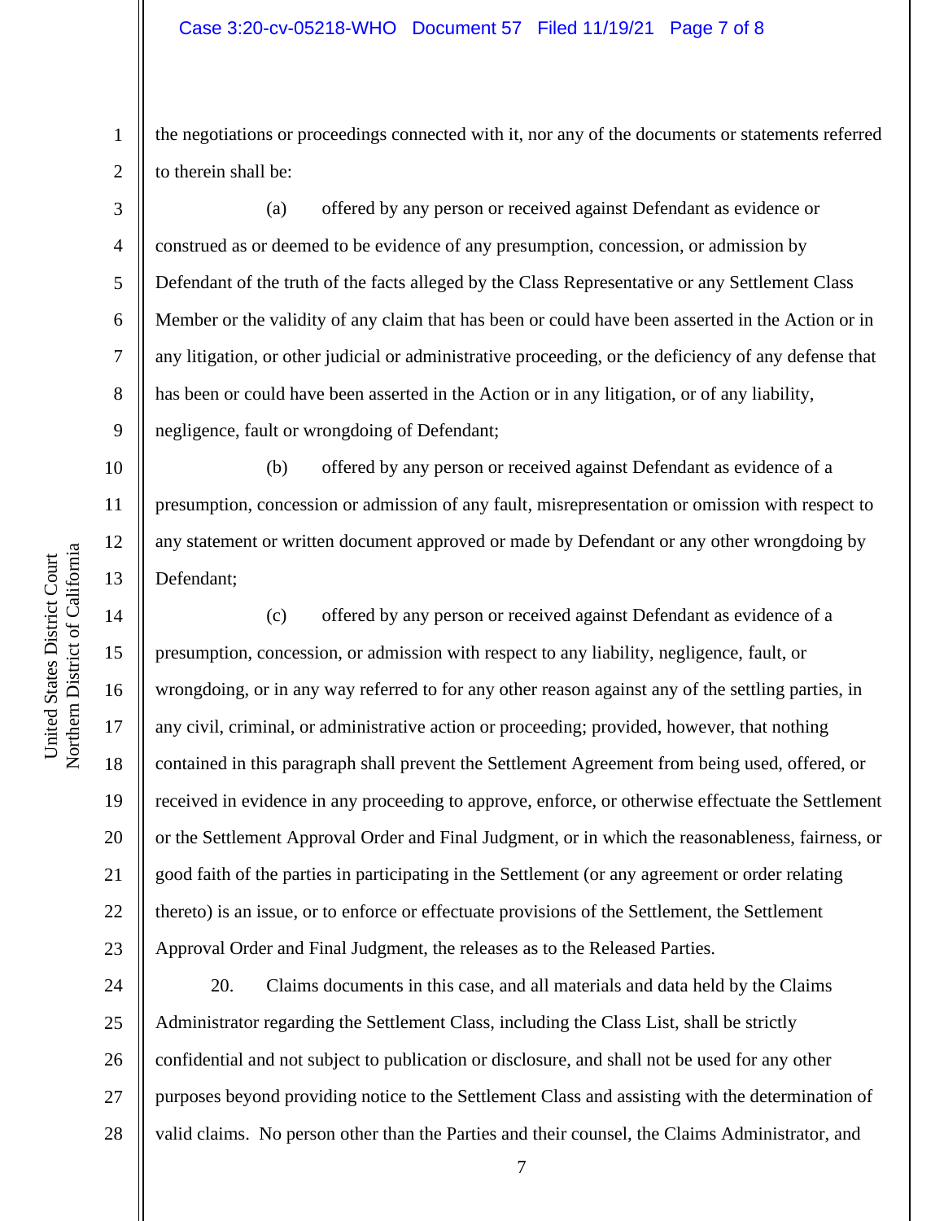the negotiations or proceedings connected with it, nor any of the documents or statements referred to therein shall be:

(a) offered by any person or received against Defendant as evidence or construed as or deemed to be evidence of any presumption, concession, or admission by Defendant of the truth of the facts alleged by the Class Representative or any Settlement Class Member or the validity of any claim that has been or could have been asserted in the Action or in any litigation, or other judicial or administrative proceeding, or the deficiency of any defense that has been or could have been asserted in the Action or in any litigation, or of any liability, negligence, fault or wrongdoing of Defendant;

(b) offered by any person or received against Defendant as evidence of a presumption, concession or admission of any fault, misrepresentation or omission with respect to any statement or written document approved or made by Defendant or any other wrongdoing by Defendant;

(c) offered by any person or received against Defendant as evidence of a presumption, concession, or admission with respect to any liability, negligence, fault, or wrongdoing, or in any way referred to for any other reason against any of the settling parties, in any civil, criminal, or administrative action or proceeding; provided, however, that nothing contained in this paragraph shall prevent the Settlement Agreement from being used, offered, or received in evidence in any proceeding to approve, enforce, or otherwise effectuate the Settlement or the Settlement Approval Order and Final Judgment, or in which the reasonableness, fairness, or good faith of the parties in participating in the Settlement (or any agreement or order relating thereto) is an issue, or to enforce or effectuate provisions of the Settlement, the Settlement Approval Order and Final Judgment, the releases as to the Released Parties.

20. Claims documents in this case, and all materials and data held by the Claims Administrator regarding the Settlement Class, including the Class List, shall be strictly confidential and not subject to publication or disclosure, and shall not be used for any other purposes beyond providing notice to the Settlement Class and assisting with the determination of valid claims. No person other than the Parties and their counsel, the Claims Administrator, and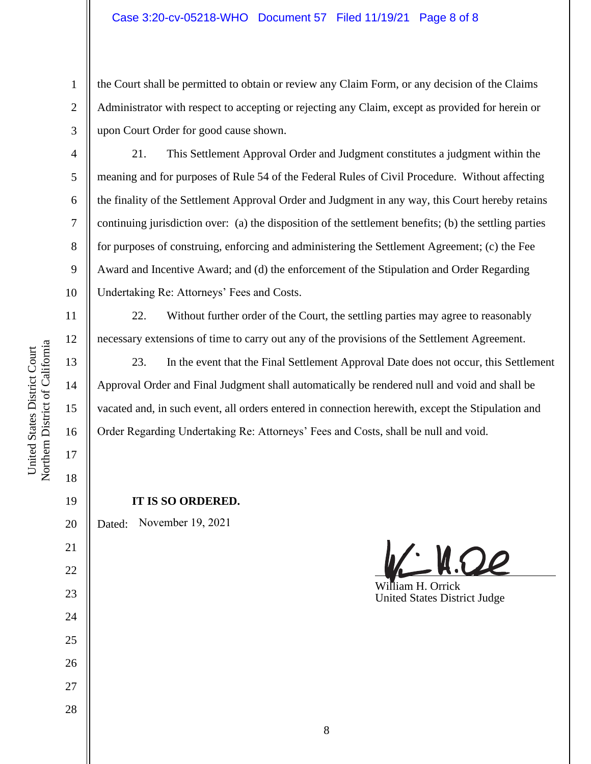the Court shall be permitted to obtain or review any Claim Form, or any decision of the Claims Administrator with respect to accepting or rejecting any Claim, except as provided for herein or upon Court Order for good cause shown.

21. This Settlement Approval Order and Judgment constitutes a judgment within the meaning and for purposes of Rule 54 of the Federal Rules of Civil Procedure. Without affecting the finality of the Settlement Approval Order and Judgment in any way, this Court hereby retains continuing jurisdiction over: (a) the disposition of the settlement benefits; (b) the settling parties for purposes of construing, enforcing and administering the Settlement Agreement; (c) the Fee Award and Incentive Award; and (d) the enforcement of the Stipulation and Order Regarding Undertaking Re: Attorneys' Fees and Costs.

22. Without further order of the Court, the settling parties may agree to reasonably necessary extensions of time to carry out any of the provisions of the Settlement Agreement.

23. In the event that the Final Settlement Approval Date does not occur, this Settlement Approval Order and Final Judgment shall automatically be rendered null and void and shall be vacated and, in such event, all orders entered in connection herewith, except the Stipulation and Order Regarding Undertaking Re: Attorneys' Fees and Costs, shall be null and void.

**IT IS SO ORDERED.**

Dated: November 19, 2021

William H. Orrick
United States District Judge